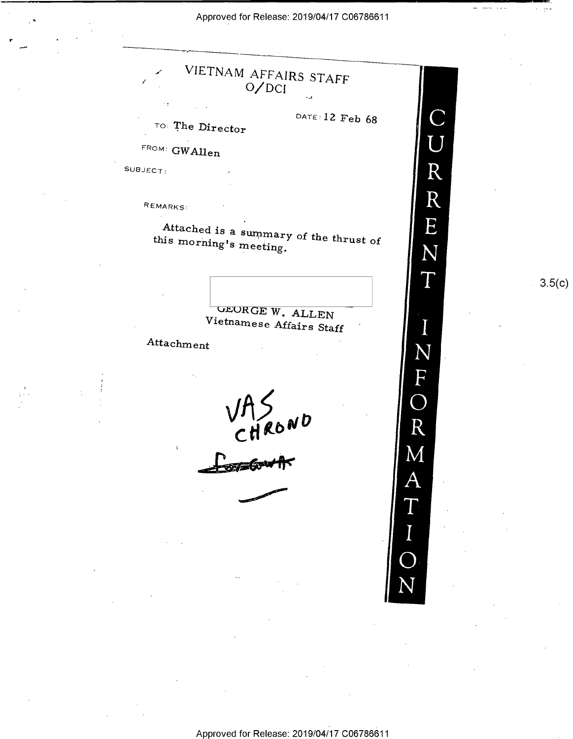VIETNAM AFFAIRS STAFF
O/DCI

DATE: 12 Feb 68

TO: The Director

FROM: GWAllen

SUBJECT:

REMARKS:

Attached is a summary of the thrust of this morning's meeting.

3.5(c)

GEORGE W. ALLEN
Vietnamese Affairs Staff

Attachment

VAS CHRONO

CURRENT INFORMATION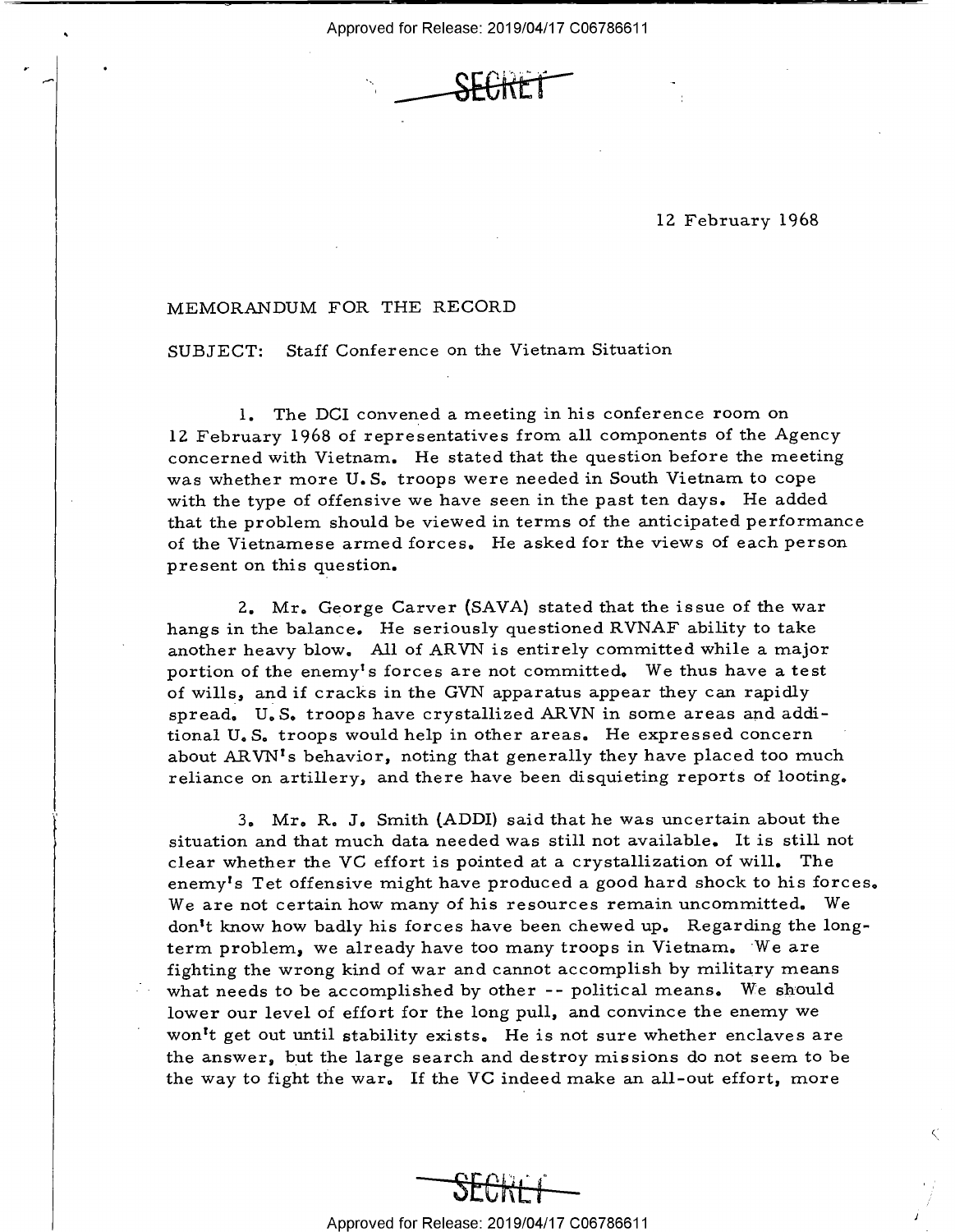SECRET

12 February 1968

MEMORANDUM FOR THE RECORD

SUBJECT: Staff Conference on the Vietnam Situation

1. The DCI convened a meeting in his conference room on 12 February 1968 of representatives from all components of the Agency concerned with Vietnam. He stated that the question before the meeting was whether more U.S. troops were needed in South Vietnam to cope with the type of offensive we have seen in the past ten days. He added that the problem should be viewed in terms of the anticipated performance of the Vietnamese armed forces. He asked for the views of each person present on this question.

2. Mr. George Carver (SAVA) stated that the issue of the war hangs in the balance. He seriously questioned RVNAF ability to take another heavy blow. All of ARVN is entirely committed while a major portion of the enemy's forces are not committed. We thus have a test of wills, and if cracks in the GVN apparatus appear they can rapidly spread. U.S. troops have crystallized ARVN in some areas and additional U.S. troops would help in other areas. He expressed concern about ARVN's behavior, noting that generally they have placed too much reliance on artillery, and there have been disquieting reports of looting.

3. Mr. R. J. Smith (ADDI) said that he was uncertain about the situation and that much data needed was still not available. It is still not clear whether the VC effort is pointed at a crystallization of will. The enemy's Tet offensive might have produced a good hard shock to his forces. We are not certain how many of his resources remain uncommitted. We don't know how badly his forces have been chewed up. Regarding the long-term problem, we already have too many troops in Vietnam. We are fighting the wrong kind of war and cannot accomplish by military means what needs to be accomplished by other -- political means. We should lower our level of effort for the long pull, and convince the enemy we won't get out until stability exists. He is not sure whether enclaves are the answer, but the large search and destroy missions do not seem to be the way to fight the war. If the VC indeed make an all-out effort, more

SECRET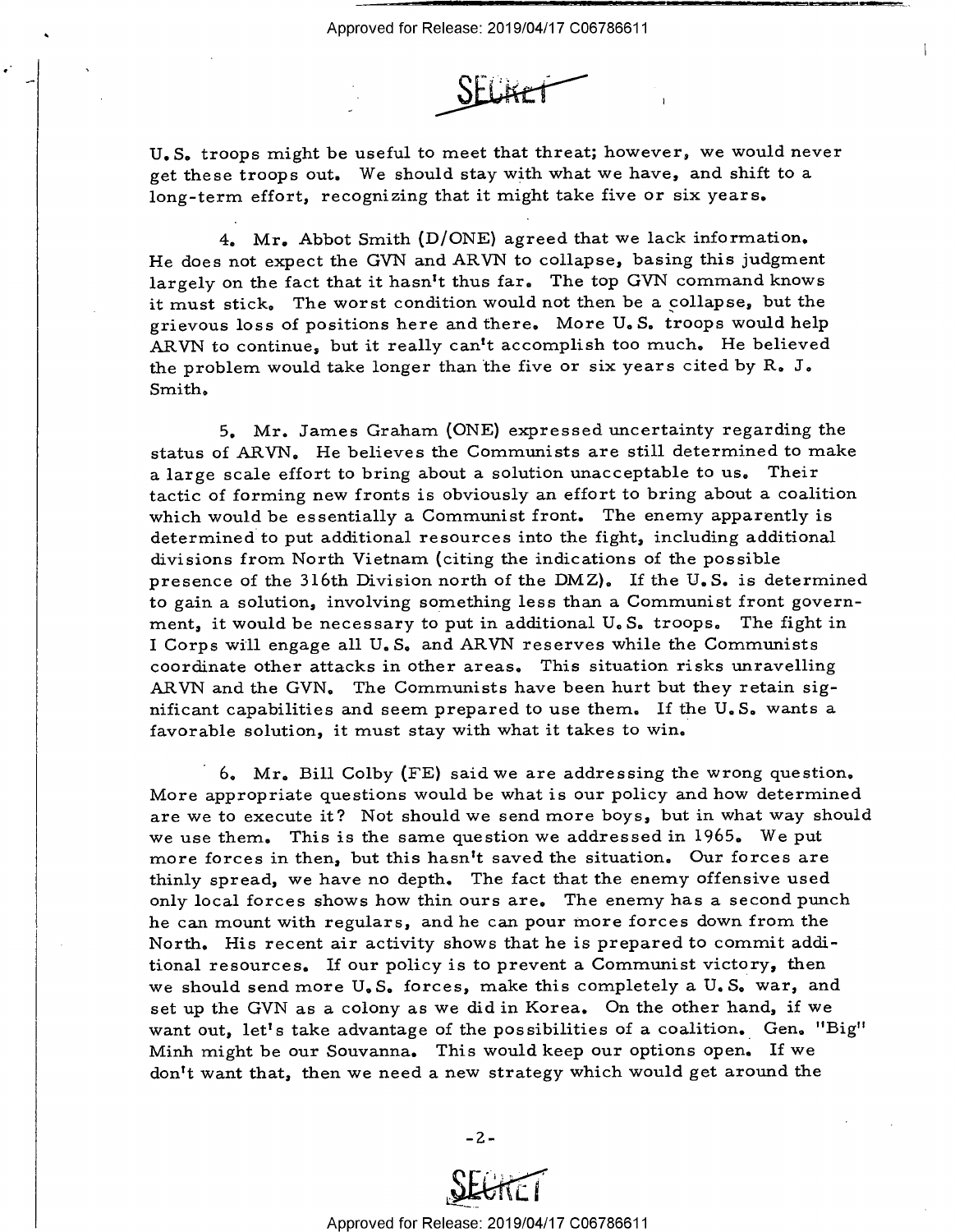U.S. troops might be useful to meet that threat; however, we would never get these troops out. We should stay with what we have, and shift to a long-term effort, recognizing that it might take five or six years.

4. Mr. Abbot Smith (D/ONE) agreed that we lack information. He does not expect the GVN and ARVN to collapse, basing this judgment largely on the fact that it hasn't thus far. The top GVN command knows it must stick. The worst condition would not then be a collapse, but the grievous loss of positions here and there. More U.S. troops would help ARVN to continue, but it really can't accomplish too much. He believed the problem would take longer than the five or six years cited by R. J. Smith.

5. Mr. James Graham (ONE) expressed uncertainty regarding the status of ARVN. He believes the Communists are still determined to make a large scale effort to bring about a solution unacceptable to us. Their tactic of forming new fronts is obviously an effort to bring about a coalition which would be essentially a Communist front. The enemy apparently is determined to put additional resources into the fight, including additional divisions from North Vietnam (citing the indications of the possible presence of the 316th Division north of the DMZ). If the U.S. is determined to gain a solution, involving something less than a Communist front government, it would be necessary to put in additional U.S. troops. The fight in I Corps will engage all U.S. and ARVN reserves while the Communists coordinate other attacks in other areas. This situation risks unravelling ARVN and the GVN. The Communists have been hurt but they retain significant capabilities and seem prepared to use them. If the U.S. wants a favorable solution, it must stay with what it takes to win.

6. Mr. Bill Colby (FE) said we are addressing the wrong question. More appropriate questions would be what is our policy and how determined are we to execute it? Not should we send more boys, but in what way should we use them. This is the same question we addressed in 1965. We put more forces in then, but this hasn't saved the situation. Our forces are thinly spread, we have no depth. The fact that the enemy offensive used only local forces shows how thin ours are. The enemy has a second punch he can mount with regulars, and he can pour more forces down from the North. His recent air activity shows that he is prepared to commit additional resources. If our policy is to prevent a Communist victory, then we should send more U.S. forces, make this completely a U.S. war, and set up the GVN as a colony as we did in Korea. On the other hand, if we want out, let's take advantage of the possibilities of a coalition. Gen. "Big" Minh might be our Souvanna. This would keep our options open. If we don't want that, then we need a new strategy which would get around the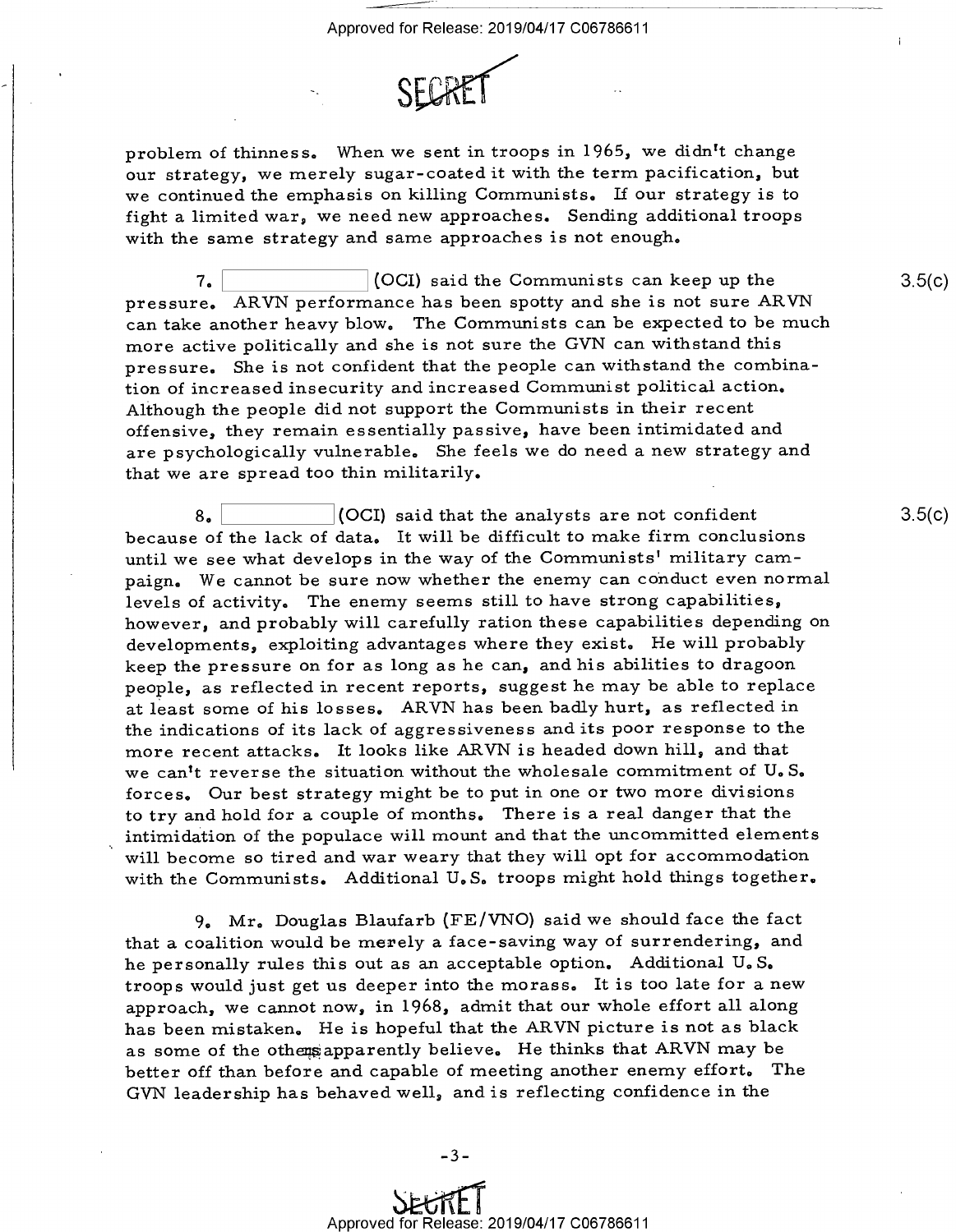SECRET

problem of thinness. When we sent in troops in 1965, we didn't change our strategy, we merely sugar-coated it with the term pacification, but we continued the emphasis on killing Communists. If our strategy is to fight a limited war, we need new approaches. Sending additional troops with the same strategy and same approaches is not enough.

7. [redacted] (OCI) said the Communists can keep up the pressure. ARVN performance has been spotty and she is not sure ARVN can take another heavy blow. The Communists can be expected to be much more active politically and she is not sure the GVN can withstand this pressure. She is not confident that the people can withstand the combination of increased insecurity and increased Communist political action. Although the people did not support the Communists in their recent offensive, they remain essentially passive, have been intimidated and are psychologically vulnerable. She feels we do need a new strategy and that we are spread too thin militarily. 3.5(c)

8. [redacted] (OCI) said that the analysts are not confident because of the lack of data. It will be difficult to make firm conclusions until we see what develops in the way of the Communists' military campaign. We cannot be sure now whether the enemy can conduct even normal levels of activity. The enemy seems still to have strong capabilities, however, and probably will carefully ration these capabilities depending on developments, exploiting advantages where they exist. He will probably keep the pressure on for as long as he can, and his abilities to dragoon people, as reflected in recent reports, suggest he may be able to replace at least some of his losses. ARVN has been badly hurt, as reflected in the indications of its lack of aggressiveness and its poor response to the more recent attacks. It looks like ARVN is headed down hill, and that we can't reverse the situation without the wholesale commitment of U.S. forces. Our best strategy might be to put in one or two more divisions to try and hold for a couple of months. There is a real danger that the intimidation of the populace will mount and that the uncommitted elements will become so tired and war weary that they will opt for accommodation with the Communists. Additional U.S. troops might hold things together. 3.5(c)

9. Mr. Douglas Blaufarb (FE/VNO) said we should face the fact that a coalition would be merely a face-saving way of surrendering, and he personally rules this out as an acceptable option. Additional U.S. troops would just get us deeper into the morass. It is too late for a new approach, we cannot now, in 1968, admit that our whole effort all along has been mistaken. He is hopeful that the ARVN picture is not as black as some of the others apparently believe. He thinks that ARVN may be better off than before and capable of meeting another enemy effort. The GVN leadership has behaved well, and is reflecting confidence in the

-3-

SECRET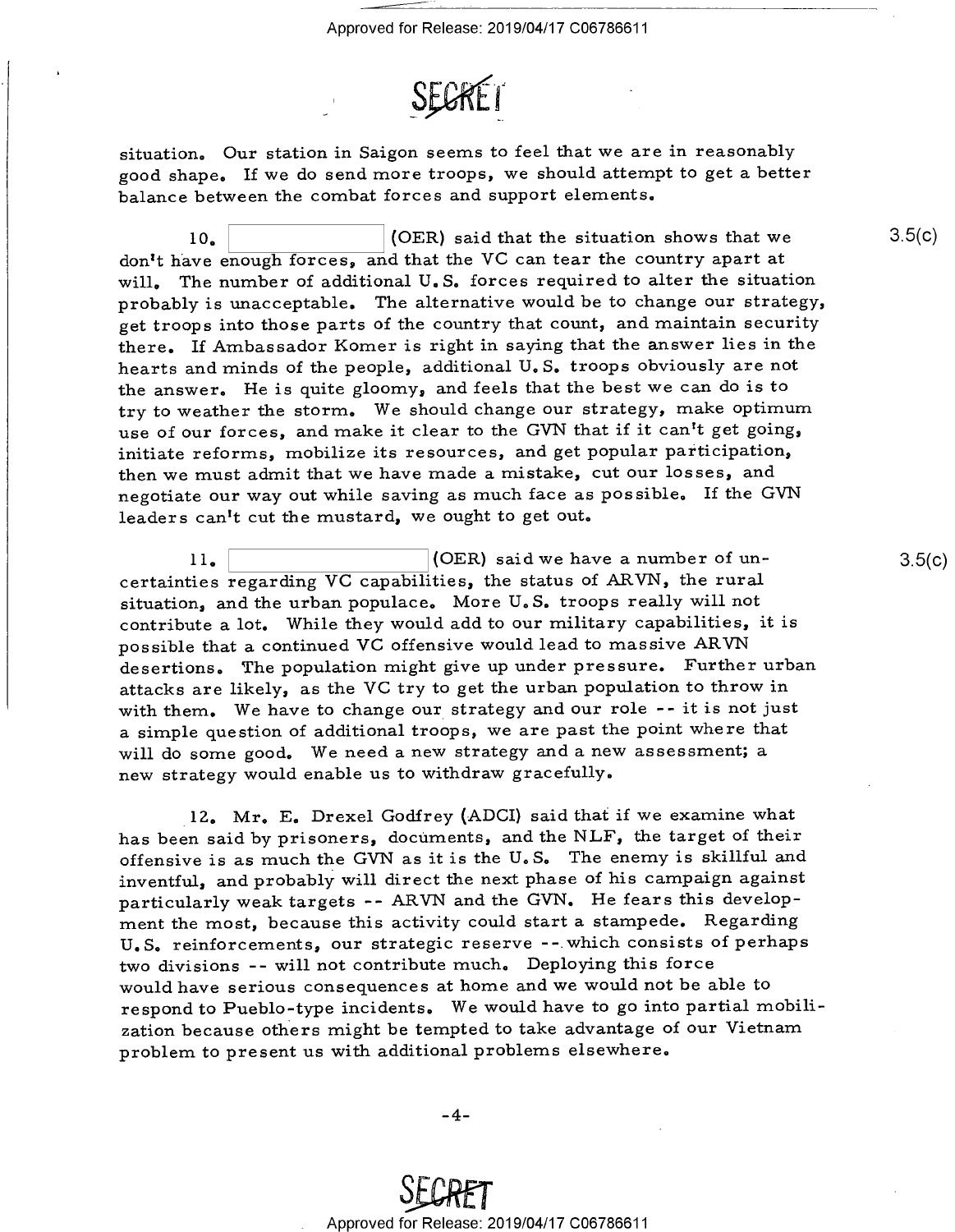situation. Our station in Saigon seems to feel that we are in reasonably good shape. If we do send more troops, we should attempt to get a better balance between the combat forces and support elements.

10. [ ] (OER) said that the situation shows that we don't have enough forces, and that the VC can tear the country apart at will. The number of additional U.S. forces required to alter the situation probably is unacceptable. The alternative would be to change our strategy, get troops into those parts of the country that count, and maintain security there. If Ambassador Komer is right in saying that the answer lies in the hearts and minds of the people, additional U.S. troops obviously are not the answer. He is quite gloomy, and feels that the best we can do is to try to weather the storm. We should change our strategy, make optimum use of our forces, and make it clear to the GVN that if it can't get going, initiate reforms, mobilize its resources, and get popular participation, then we must admit that we have made a mistake, cut our losses, and negotiate our way out while saving as much face as possible. If the GVN leaders can't cut the mustard, we ought to get out.

3.5(c)

11. [ ] (OER) said we have a number of uncertainties regarding VC capabilities, the status of ARVN, the rural situation, and the urban populace. More U.S. troops really will not contribute a lot. While they would add to our military capabilities, it is possible that a continued VC offensive would lead to massive ARVN desertions. The population might give up under pressure. Further urban attacks are likely, as the VC try to get the urban population to throw in with them. We have to change our strategy and our role -- it is not just a simple question of additional troops, we are past the point where that will do some good. We need a new strategy and a new assessment; a new strategy would enable us to withdraw gracefully.

3.5(c)

12. Mr. E. Drexel Godfrey (ADCI) said that if we examine what has been said by prisoners, documents, and the NLF, the target of their offensive is as much the GVN as it is the U.S. The enemy is skillful and inventful, and probably will direct the next phase of his campaign against particularly weak targets -- ARVN and the GVN. He fears this development the most, because this activity could start a stampede. Regarding U.S. reinforcements, our strategic reserve -- which consists of perhaps two divisions -- will not contribute much. Deploying this force would have serious consequences at home and we would not be able to respond to Pueblo-type incidents. We would have to go into partial mobilization because others might be tempted to take advantage of our Vietnam problem to present us with additional problems elsewhere.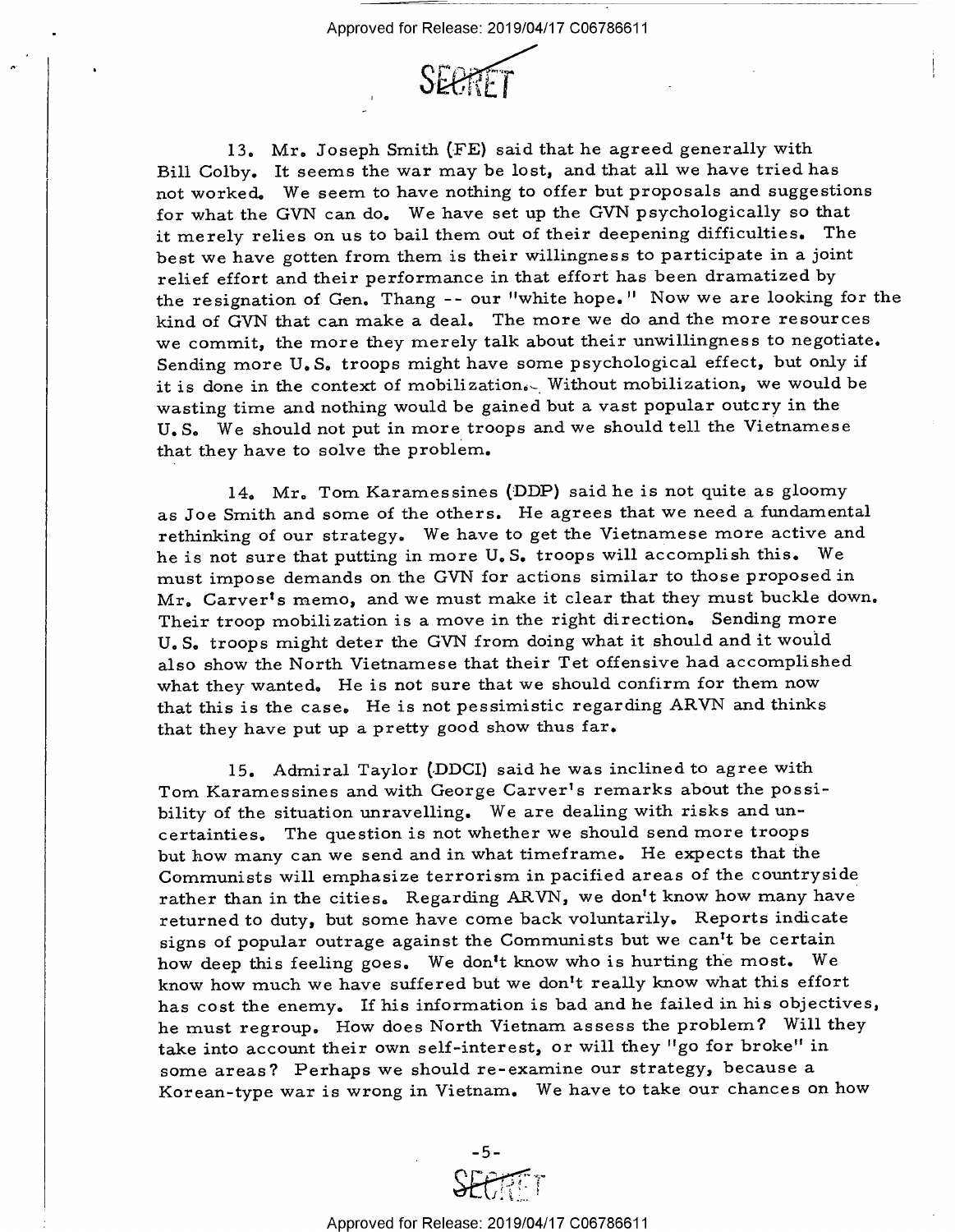13. Mr. Joseph Smith (FE) said that he agreed generally with Bill Colby. It seems the war may be lost, and that all we have tried has not worked. We seem to have nothing to offer but proposals and suggestions for what the GVN can do. We have set up the GVN psychologically so that it merely relies on us to bail them out of their deepening difficulties. The best we have gotten from them is their willingness to participate in a joint relief effort and their performance in that effort has been dramatized by the resignation of Gen. Thang -- our "white hope." Now we are looking for the kind of GVN that can make a deal. The more we do and the more resources we commit, the more they merely talk about their unwillingness to negotiate. Sending more U.S. troops might have some psychological effect, but only if it is done in the context of mobilization. Without mobilization, we would be wasting time and nothing would be gained but a vast popular outcry in the U.S. We should not put in more troops and we should tell the Vietnamese that they have to solve the problem.

14. Mr. Tom Karamessines (DDP) said he is not quite as gloomy as Joe Smith and some of the others. He agrees that we need a fundamental rethinking of our strategy. We have to get the Vietnamese more active and he is not sure that putting in more U.S. troops will accomplish this. We must impose demands on the GVN for actions similar to those proposed in Mr. Carver's memo, and we must make it clear that they must buckle down. Their troop mobilization is a move in the right direction. Sending more U.S. troops might deter the GVN from doing what it should and it would also show the North Vietnamese that their Tet offensive had accomplished what they wanted. He is not sure that we should confirm for them now that this is the case. He is not pessimistic regarding ARVN and thinks that they have put up a pretty good show thus far.

15. Admiral Taylor (DDCI) said he was inclined to agree with Tom Karamessines and with George Carver's remarks about the possibility of the situation unravelling. We are dealing with risks and uncertainties. The question is not whether we should send more troops but how many can we send and in what timeframe. He expects that the Communists will emphasize terrorism in pacified areas of the countryside rather than in the cities. Regarding ARVN, we don't know how many have returned to duty, but some have come back voluntarily. Reports indicate signs of popular outrage against the Communists but we can't be certain how deep this feeling goes. We don't know who is hurting the most. We know how much we have suffered but we don't really know what this effort has cost the enemy. If his information is bad and he failed in his objectives, he must regroup. How does North Vietnam assess the problem? Will they take into account their own self-interest, or will they "go for broke" in some areas? Perhaps we should re-examine our strategy, because a Korean-type war is wrong in Vietnam. We have to take our chances on how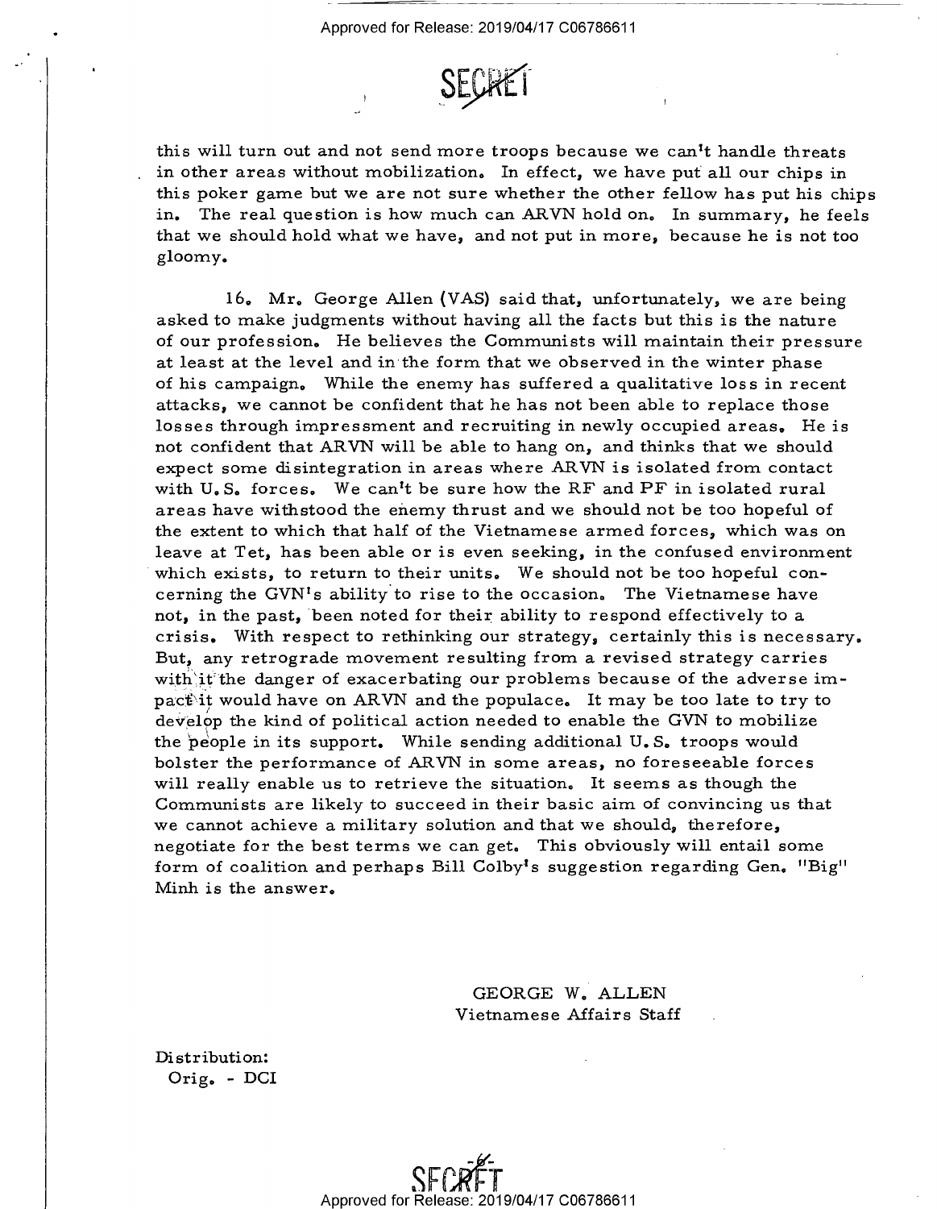this will turn out and not send more troops because we can't handle threats in other areas without mobilization. In effect, we have put all our chips in this poker game but we are not sure whether the other fellow has put his chips in. The real question is how much can ARVN hold on. In summary, he feels that we should hold what we have, and not put in more, because he is not too gloomy.

16. Mr. George Allen (VAS) said that, unfortunately, we are being asked to make judgments without having all the facts but this is the nature of our profession. He believes the Communists will maintain their pressure at least at the level and in the form that we observed in the winter phase of his campaign. While the enemy has suffered a qualitative loss in recent attacks, we cannot be confident that he has not been able to replace those losses through impressment and recruiting in newly occupied areas. He is not confident that ARVN will be able to hang on, and thinks that we should expect some disintegration in areas where ARVN is isolated from contact with U.S. forces. We can't be sure how the RF and PF in isolated rural areas have withstood the enemy thrust and we should not be too hopeful of the extent to which that half of the Vietnamese armed forces, which was on leave at Tet, has been able or is even seeking, in the confused environment which exists, to return to their units. We should not be too hopeful concerning the GVN's ability to rise to the occasion. The Vietnamese have not, in the past, been noted for their ability to respond effectively to a crisis. With respect to rethinking our strategy, certainly this is necessary. But, any retrograde movement resulting from a revised strategy carries with it the danger of exacerbating our problems because of the adverse impact it would have on ARVN and the populace. It may be too late to try to develop the kind of political action needed to enable the GVN to mobilize the people in its support. While sending additional U.S. troops would bolster the performance of ARVN in some areas, no foreseeable forces will really enable us to retrieve the situation. It seems as though the Communists are likely to succeed in their basic aim of convincing us that we cannot achieve a military solution and that we should, therefore, negotiate for the best terms we can get. This obviously will entail some form of coalition and perhaps Bill Colby's suggestion regarding Gen. "Big" Minh is the answer.

GEORGE W. ALLEN
Vietnamese Affairs Staff

Distribution:
Orig. - DCI